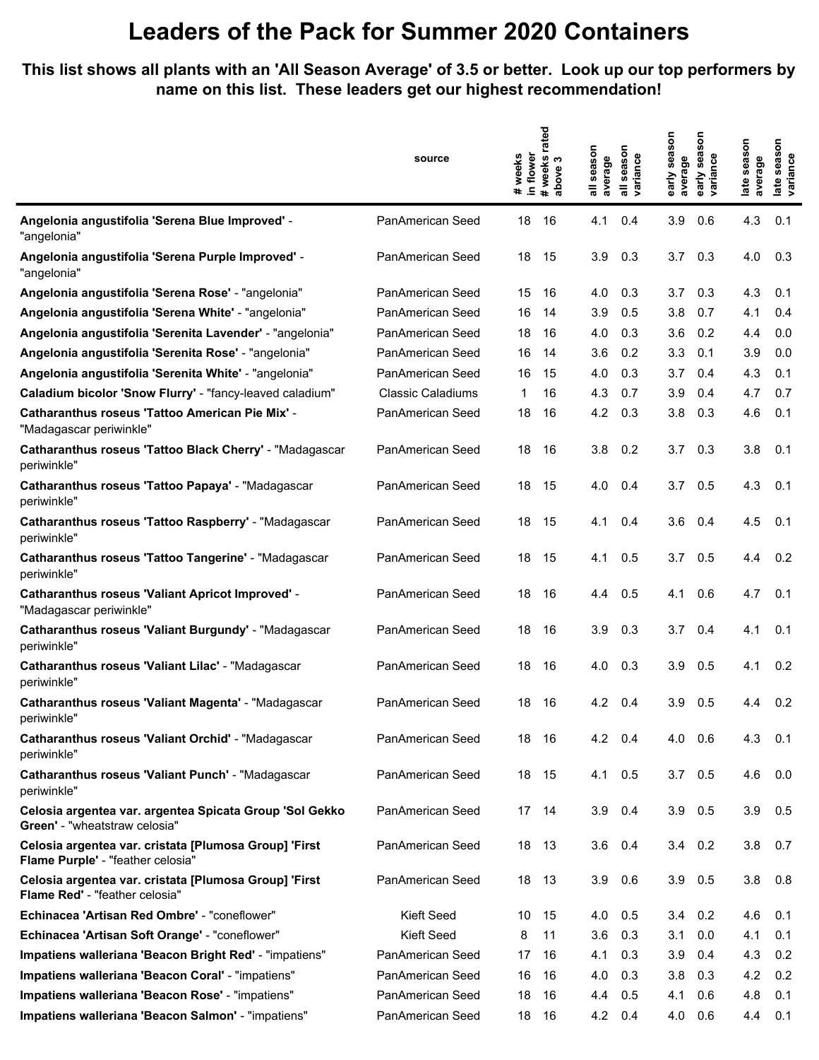# Leaders of the Pack for Summer 2020 Containers

**This list shows all plants with an 'All Season Average' of 3.5 or better. Look up our top performers by name on this list. These leaders get our highest recommendation!**

| | source | # weeks in flower | # weeks rated above 3 | all season average | all season variance | early season average | early season variance | late season average | late season variance |
|---|---|---|---|---|---|---|---|---|---|
| **Angelonia angustifolia 'Serena Blue Improved'** - "angelonia" | PanAmerican Seed | 18 | 16 | 4.1 | 0.4 | 3.9 | 0.6 | 4.3 | 0.1 |
| **Angelonia angustifolia 'Serena Purple Improved'** - "angelonia" | PanAmerican Seed | 18 | 15 | 3.9 | 0.3 | 3.7 | 0.3 | 4.0 | 0.3 |
| **Angelonia angustifolia 'Serena Rose'** - "angelonia" | PanAmerican Seed | 15 | 16 | 4.0 | 0.3 | 3.7 | 0.3 | 4.3 | 0.1 |
| **Angelonia angustifolia 'Serena White'** - "angelonia" | PanAmerican Seed | 16 | 14 | 3.9 | 0.5 | 3.8 | 0.7 | 4.1 | 0.4 |
| **Angelonia angustifolia 'Serenita Lavender'** - "angelonia" | PanAmerican Seed | 18 | 16 | 4.0 | 0.3 | 3.6 | 0.2 | 4.4 | 0.0 |
| **Angelonia angustifolia 'Serenita Rose'** - "angelonia" | PanAmerican Seed | 16 | 14 | 3.6 | 0.2 | 3.3 | 0.1 | 3.9 | 0.0 |
| **Angelonia angustifolia 'Serenita White'** - "angelonia" | PanAmerican Seed | 16 | 15 | 4.0 | 0.3 | 3.7 | 0.4 | 4.3 | 0.1 |
| **Caladium bicolor 'Snow Flurry'** - "fancy-leaved caladium" | Classic Caladiums | 1 | 16 | 4.3 | 0.7 | 3.9 | 0.4 | 4.7 | 0.7 |
| **Catharanthus roseus 'Tattoo American Pie Mix'** - "Madagascar periwinkle" | PanAmerican Seed | 18 | 16 | 4.2 | 0.3 | 3.8 | 0.3 | 4.6 | 0.1 |
| **Catharanthus roseus 'Tattoo Black Cherry'** - "Madagascar periwinkle" | PanAmerican Seed | 18 | 16 | 3.8 | 0.2 | 3.7 | 0.3 | 3.8 | 0.1 |
| **Catharanthus roseus 'Tattoo Papaya'** - "Madagascar periwinkle" | PanAmerican Seed | 18 | 15 | 4.0 | 0.4 | 3.7 | 0.5 | 4.3 | 0.1 |
| **Catharanthus roseus 'Tattoo Raspberry'** - "Madagascar periwinkle" | PanAmerican Seed | 18 | 15 | 4.1 | 0.4 | 3.6 | 0.4 | 4.5 | 0.1 |
| **Catharanthus roseus 'Tattoo Tangerine'** - "Madagascar periwinkle" | PanAmerican Seed | 18 | 15 | 4.1 | 0.5 | 3.7 | 0.5 | 4.4 | 0.2 |
| **Catharanthus roseus 'Valiant Apricot Improved'** - "Madagascar periwinkle" | PanAmerican Seed | 18 | 16 | 4.4 | 0.5 | 4.1 | 0.6 | 4.7 | 0.1 |
| **Catharanthus roseus 'Valiant Burgundy'** - "Madagascar periwinkle" | PanAmerican Seed | 18 | 16 | 3.9 | 0.3 | 3.7 | 0.4 | 4.1 | 0.1 |
| **Catharanthus roseus 'Valiant Lilac'** - "Madagascar periwinkle" | PanAmerican Seed | 18 | 16 | 4.0 | 0.3 | 3.9 | 0.5 | 4.1 | 0.2 |
| **Catharanthus roseus 'Valiant Magenta'** - "Madagascar periwinkle" | PanAmerican Seed | 18 | 16 | 4.2 | 0.4 | 3.9 | 0.5 | 4.4 | 0.2 |
| **Catharanthus roseus 'Valiant Orchid'** - "Madagascar periwinkle" | PanAmerican Seed | 18 | 16 | 4.2 | 0.4 | 4.0 | 0.6 | 4.3 | 0.1 |
| **Catharanthus roseus 'Valiant Punch'** - "Madagascar periwinkle" | PanAmerican Seed | 18 | 15 | 4.1 | 0.5 | 3.7 | 0.5 | 4.6 | 0.0 |
| **Celosia argentea var. argentea Spicata Group 'Sol Gekko Green'** - "wheatstraw celosia" | PanAmerican Seed | 17 | 14 | 3.9 | 0.4 | 3.9 | 0.5 | 3.9 | 0.5 |
| **Celosia argentea var. cristata [Plumosa Group] 'First Flame Purple'** - "feather celosia" | PanAmerican Seed | 18 | 13 | 3.6 | 0.4 | 3.4 | 0.2 | 3.8 | 0.7 |
| **Celosia argentea var. cristata [Plumosa Group] 'First Flame Red'** - "feather celosia" | PanAmerican Seed | 18 | 13 | 3.9 | 0.6 | 3.9 | 0.5 | 3.8 | 0.8 |
| **Echinacea 'Artisan Red Ombre'** - "coneflower" | Kieft Seed | 10 | 15 | 4.0 | 0.5 | 3.4 | 0.2 | 4.6 | 0.1 |
| **Echinacea 'Artisan Soft Orange'** - "coneflower" | Kieft Seed | 8 | 11 | 3.6 | 0.3 | 3.1 | 0.0 | 4.1 | 0.1 |
| **Impatiens walleriana 'Beacon Bright Red'** - "impatiens" | PanAmerican Seed | 17 | 16 | 4.1 | 0.3 | 3.9 | 0.4 | 4.3 | 0.2 |
| **Impatiens walleriana 'Beacon Coral'** - "impatiens" | PanAmerican Seed | 16 | 16 | 4.0 | 0.3 | 3.8 | 0.3 | 4.2 | 0.2 |
| **Impatiens walleriana 'Beacon Rose'** - "impatiens" | PanAmerican Seed | 18 | 16 | 4.4 | 0.5 | 4.1 | 0.6 | 4.8 | 0.1 |
| **Impatiens walleriana 'Beacon Salmon'** - "impatiens" | PanAmerican Seed | 18 | 16 | 4.2 | 0.4 | 4.0 | 0.6 | 4.4 | 0.1 |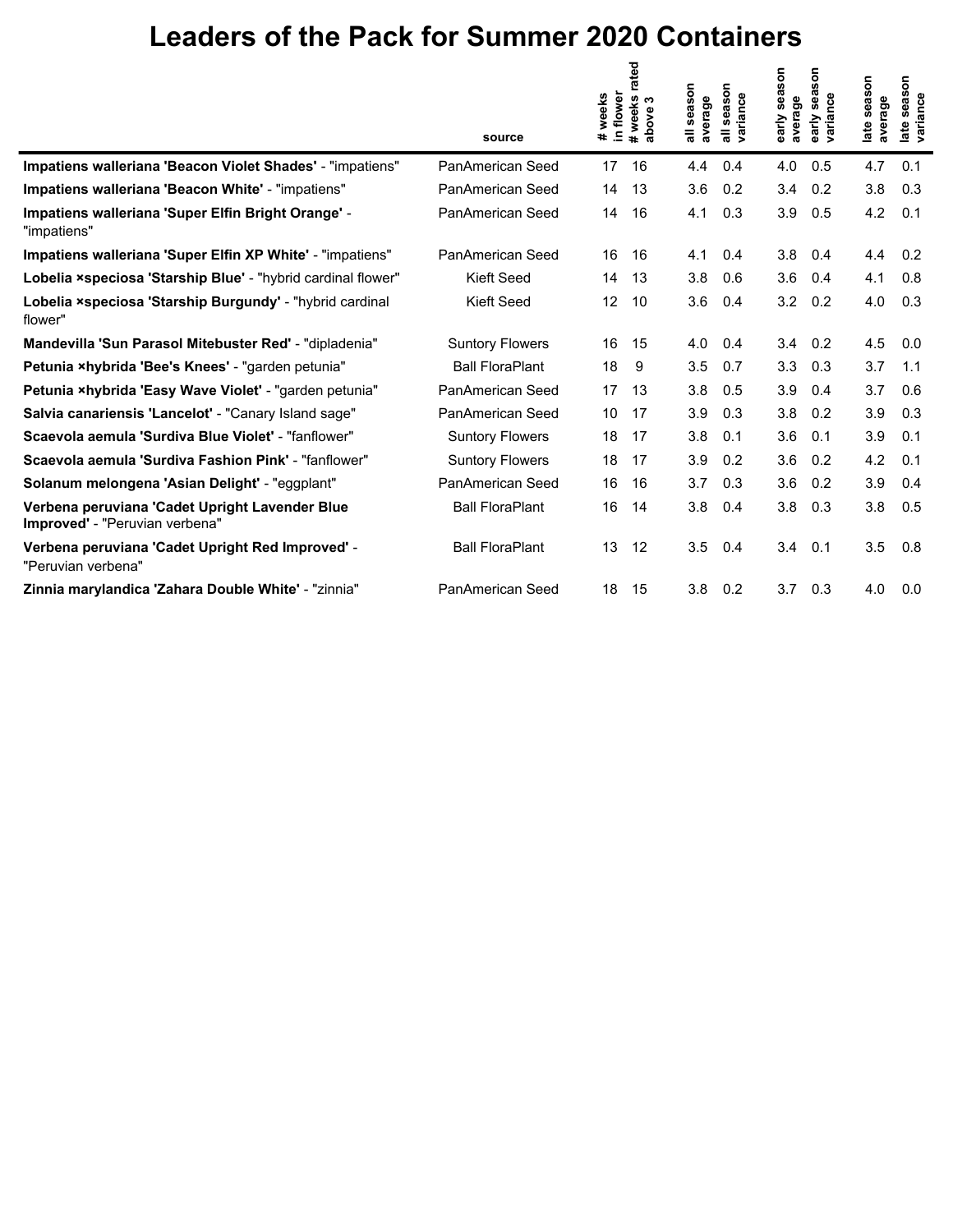# Leaders of the Pack for Summer 2020 Containers

| | source | # weeks in flower | # weeks rated above 3 | all season average | all season variance | early season average | early season variance | late season average | late season variance |
|---|---|---|---|---|---|---|---|---|---|
| **Impatiens walleriana 'Beacon Violet Shades'** - "impatiens" | PanAmerican Seed | 17 | 16 | 4.4 | 0.4 | 4.0 | 0.5 | 4.7 | 0.1 |
| **Impatiens walleriana 'Beacon White'** - "impatiens" | PanAmerican Seed | 14 | 13 | 3.6 | 0.2 | 3.4 | 0.2 | 3.8 | 0.3 |
| **Impatiens walleriana 'Super Elfin Bright Orange'** - "impatiens" | PanAmerican Seed | 14 | 16 | 4.1 | 0.3 | 3.9 | 0.5 | 4.2 | 0.1 |
| **Impatiens walleriana 'Super Elfin XP White'** - "impatiens" | PanAmerican Seed | 16 | 16 | 4.1 | 0.4 | 3.8 | 0.4 | 4.4 | 0.2 |
| **Lobelia ×speciosa 'Starship Blue'** - "hybrid cardinal flower" | Kieft Seed | 14 | 13 | 3.8 | 0.6 | 3.6 | 0.4 | 4.1 | 0.8 |
| **Lobelia ×speciosa 'Starship Burgundy'** - "hybrid cardinal flower" | Kieft Seed | 12 | 10 | 3.6 | 0.4 | 3.2 | 0.2 | 4.0 | 0.3 |
| **Mandevilla 'Sun Parasol Mitebuster Red'** - "dipladenia" | Suntory Flowers | 16 | 15 | 4.0 | 0.4 | 3.4 | 0.2 | 4.5 | 0.0 |
| **Petunia ×hybrida 'Bee's Knees'** - "garden petunia" | Ball FloraPlant | 18 | 9 | 3.5 | 0.7 | 3.3 | 0.3 | 3.7 | 1.1 |
| **Petunia ×hybrida 'Easy Wave Violet'** - "garden petunia" | PanAmerican Seed | 17 | 13 | 3.8 | 0.5 | 3.9 | 0.4 | 3.7 | 0.6 |
| **Salvia canariensis 'Lancelot'** - "Canary Island sage" | PanAmerican Seed | 10 | 17 | 3.9 | 0.3 | 3.8 | 0.2 | 3.9 | 0.3 |
| **Scaevola aemula 'Surdiva Blue Violet'** - "fanflower" | Suntory Flowers | 18 | 17 | 3.8 | 0.1 | 3.6 | 0.1 | 3.9 | 0.1 |
| **Scaevola aemula 'Surdiva Fashion Pink'** - "fanflower" | Suntory Flowers | 18 | 17 | 3.9 | 0.2 | 3.6 | 0.2 | 4.2 | 0.1 |
| **Solanum melongena 'Asian Delight'** - "eggplant" | PanAmerican Seed | 16 | 16 | 3.7 | 0.3 | 3.6 | 0.2 | 3.9 | 0.4 |
| **Verbena peruviana 'Cadet Upright Lavender Blue Improved'** - "Peruvian verbena" | Ball FloraPlant | 16 | 14 | 3.8 | 0.4 | 3.8 | 0.3 | 3.8 | 0.5 |
| **Verbena peruviana 'Cadet Upright Red Improved'** - "Peruvian verbena" | Ball FloraPlant | 13 | 12 | 3.5 | 0.4 | 3.4 | 0.1 | 3.5 | 0.8 |
| **Zinnia marylandica 'Zahara Double White'** - "zinnia" | PanAmerican Seed | 18 | 15 | 3.8 | 0.2 | 3.7 | 0.3 | 4.0 | 0.0 |